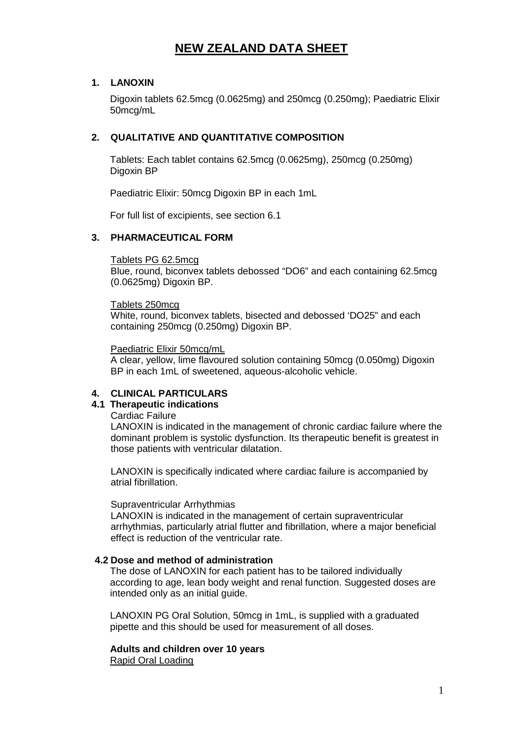# NEW ZEALAND DATA SHEET

## 1. LANOXIN

Digoxin tablets 62.5mcg (0.0625mg) and 250mcg (0.250mg); Paediatric Elixir 50mcg/mL

## 2. QUALITATIVE AND QUANTITATIVE COMPOSITION

Tablets: Each tablet contains 62.5mcg (0.0625mg), 250mcg (0.250mg) Digoxin BP

Paediatric Elixir: 50mcg Digoxin BP in each 1mL

For full list of excipients, see section 6.1

## 3. PHARMACEUTICAL FORM

Tablets PG 62.5mcg

Blue, round, biconvex tablets debossed "DO6" and each containing 62.5mcg (0.0625mg) Digoxin BP.

Tablets 250mcg

White, round, biconvex tablets, bisected and debossed 'DO25" and each containing 250mcg (0.250mg) Digoxin BP.

Paediatric Elixir 50mcg/mL

A clear, yellow, lime flavoured solution containing 50mcg (0.050mg) Digoxin BP in each 1mL of sweetened, aqueous-alcoholic vehicle.

## 4. CLINICAL PARTICULARS

### 4.1 Therapeutic indications

Cardiac Failure

LANOXIN is indicated in the management of chronic cardiac failure where the dominant problem is systolic dysfunction. Its therapeutic benefit is greatest in those patients with ventricular dilatation.

LANOXIN is specifically indicated where cardiac failure is accompanied by atrial fibrillation.

Supraventricular Arrhythmias

LANOXIN is indicated in the management of certain supraventricular arrhythmias, particularly atrial flutter and fibrillation, where a major beneficial effect is reduction of the ventricular rate.

### 4.2 Dose and method of administration

The dose of LANOXIN for each patient has to be tailored individually according to age, lean body weight and renal function. Suggested doses are intended only as an initial guide.

LANOXIN PG Oral Solution, 50mcg in 1mL, is supplied with a graduated pipette and this should be used for measurement of all doses.

**Adults and children over 10 years**

Rapid Oral Loading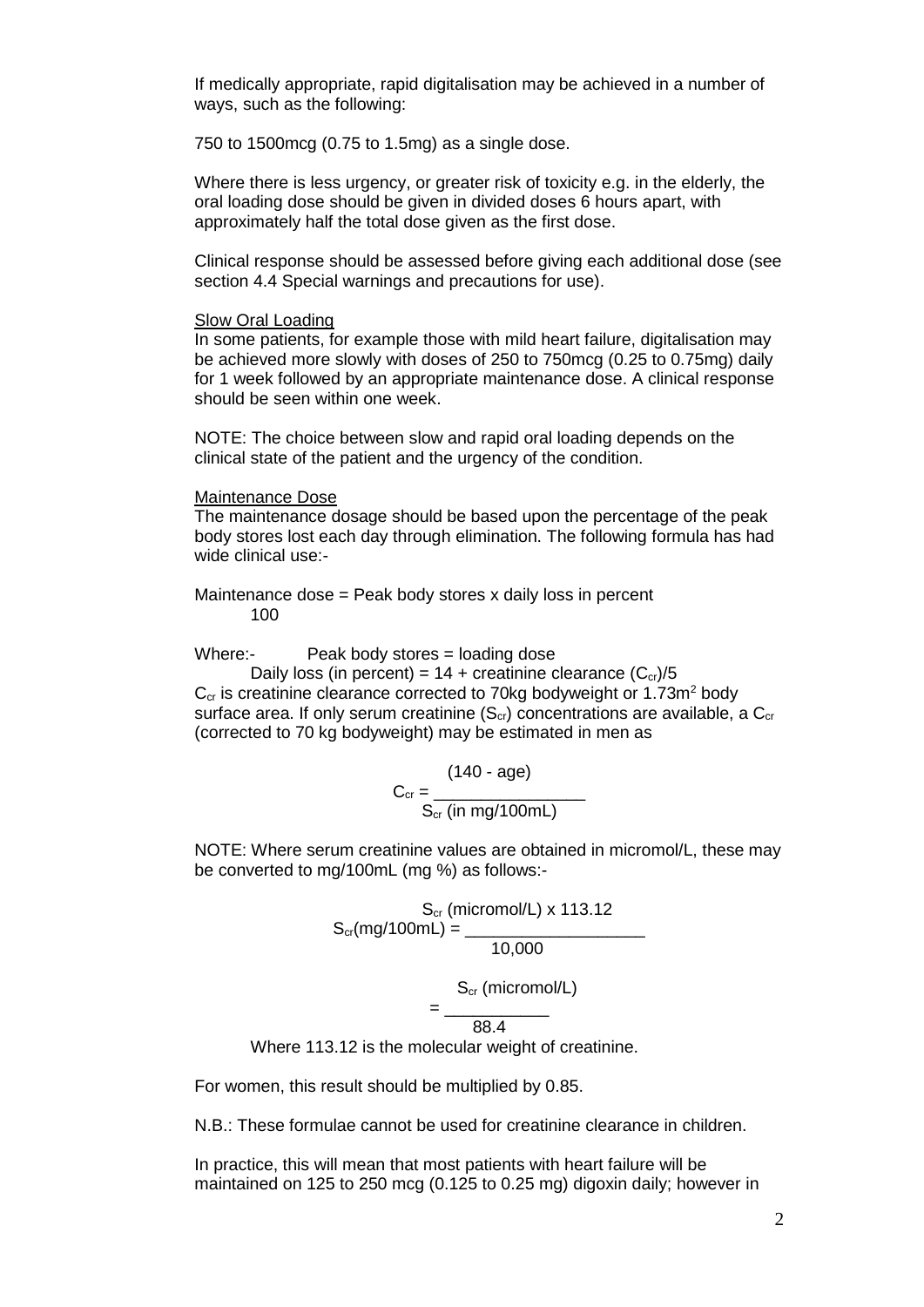If medically appropriate, rapid digitalisation may be achieved in a number of ways, such as the following:

750 to 1500mcg (0.75 to 1.5mg) as a single dose.

Where there is less urgency, or greater risk of toxicity e.g. in the elderly, the oral loading dose should be given in divided doses 6 hours apart, with approximately half the total dose given as the first dose.

Clinical response should be assessed before giving each additional dose (see section 4.4 Special warnings and precautions for use).

Slow Oral Loading

In some patients, for example those with mild heart failure, digitalisation may be achieved more slowly with doses of 250 to 750mcg (0.25 to 0.75mg) daily for 1 week followed by an appropriate maintenance dose. A clinical response should be seen within one week.

NOTE: The choice between slow and rapid oral loading depends on the clinical state of the patient and the urgency of the condition.

Maintenance Dose

The maintenance dosage should be based upon the percentage of the peak body stores lost each day through elimination. The following formula has had wide clinical use:-

$$\text{Maintenance dose} = \frac{\text{Peak body stores x daily loss in percent}}{100}$$

Where:- Peak body stores = loading dose

Daily loss (in percent) = 14 + creatinine clearance ($C_{cr}$)/5

$C_{cr}$ is creatinine clearance corrected to 70kg bodyweight or 1.73m$^2$ body surface area. If only serum creatinine ($S_{cr}$) concentrations are available, a $C_{cr}$ (corrected to 70 kg bodyweight) may be estimated in men as

$$C_{cr} = \frac{(140 - \text{age})}{S_{cr} \text{ (in mg/100mL)}}$$

NOTE: Where serum creatinine values are obtained in micromol/L, these may be converted to mg/100mL (mg %) as follows:-

$$S_{cr}\text{(mg/100mL)} = \frac{S_{cr} \text{ (micromol/L) x 113.12}}{10{,}000}$$

$$= \frac{S_{cr} \text{ (micromol/L)}}{88.4}$$

Where 113.12 is the molecular weight of creatinine.

For women, this result should be multiplied by 0.85.

N.B.: These formulae cannot be used for creatinine clearance in children.

In practice, this will mean that most patients with heart failure will be maintained on 125 to 250 mcg (0.125 to 0.25 mg) digoxin daily; however in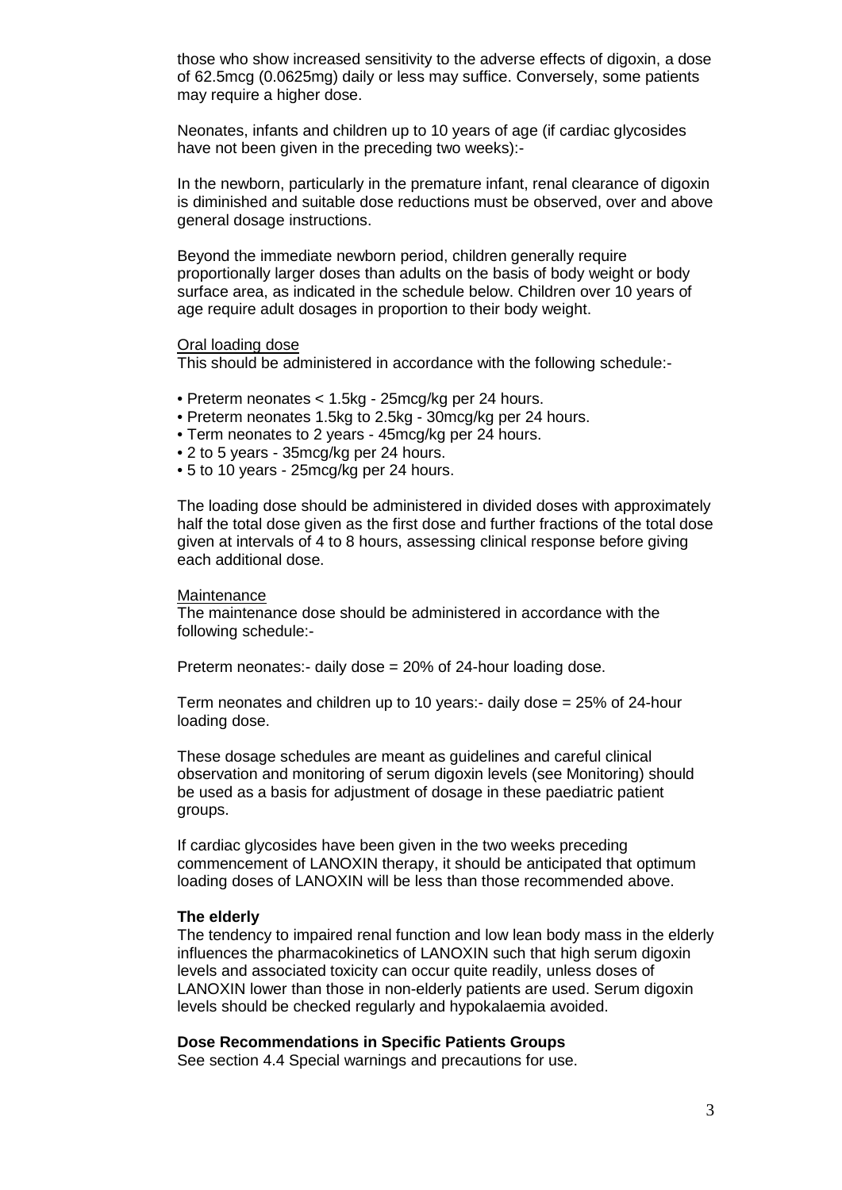those who show increased sensitivity to the adverse effects of digoxin, a dose of 62.5mcg (0.0625mg) daily or less may suffice. Conversely, some patients may require a higher dose.

Neonates, infants and children up to 10 years of age (if cardiac glycosides have not been given in the preceding two weeks):-

In the newborn, particularly in the premature infant, renal clearance of digoxin is diminished and suitable dose reductions must be observed, over and above general dosage instructions.

Beyond the immediate newborn period, children generally require proportionally larger doses than adults on the basis of body weight or body surface area, as indicated in the schedule below. Children over 10 years of age require adult dosages in proportion to their body weight.

<u>Oral loading dose</u>

This should be administered in accordance with the following schedule:-

- Preterm neonates < 1.5kg - 25mcg/kg per 24 hours.
- Preterm neonates 1.5kg to 2.5kg - 30mcg/kg per 24 hours.
- Term neonates to 2 years - 45mcg/kg per 24 hours.
- 2 to 5 years - 35mcg/kg per 24 hours.
- 5 to 10 years - 25mcg/kg per 24 hours.

The loading dose should be administered in divided doses with approximately half the total dose given as the first dose and further fractions of the total dose given at intervals of 4 to 8 hours, assessing clinical response before giving each additional dose.

<u>Maintenance</u>

The maintenance dose should be administered in accordance with the following schedule:-

Preterm neonates:- daily dose = 20% of 24-hour loading dose.

Term neonates and children up to 10 years:- daily dose = 25% of 24-hour loading dose.

These dosage schedules are meant as guidelines and careful clinical observation and monitoring of serum digoxin levels (see Monitoring) should be used as a basis for adjustment of dosage in these paediatric patient groups.

If cardiac glycosides have been given in the two weeks preceding commencement of LANOXIN therapy, it should be anticipated that optimum loading doses of LANOXIN will be less than those recommended above.

**The elderly**

The tendency to impaired renal function and low lean body mass in the elderly influences the pharmacokinetics of LANOXIN such that high serum digoxin levels and associated toxicity can occur quite readily, unless doses of LANOXIN lower than those in non-elderly patients are used. Serum digoxin levels should be checked regularly and hypokalaemia avoided.

**Dose Recommendations in Specific Patients Groups**

See section 4.4 Special warnings and precautions for use.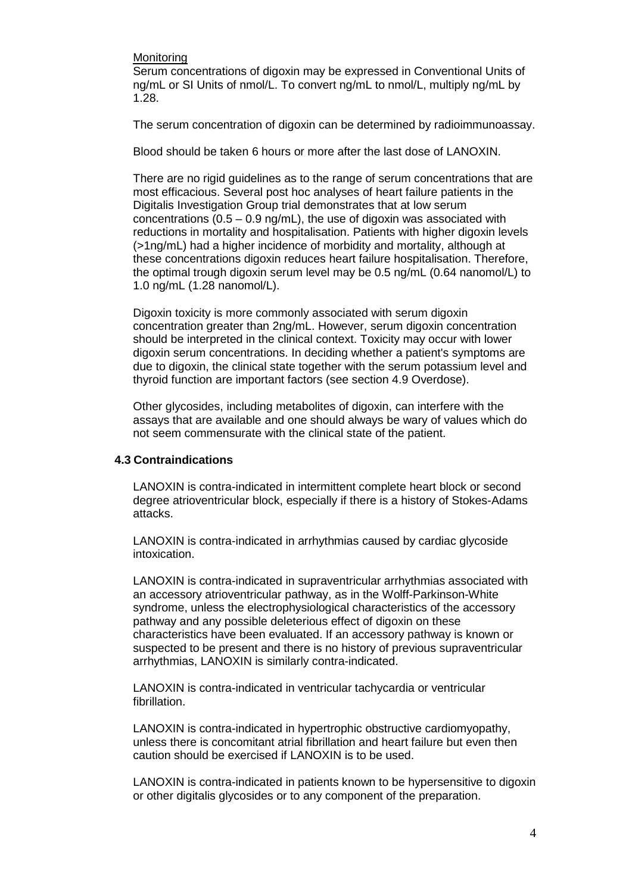Monitoring

Serum concentrations of digoxin may be expressed in Conventional Units of ng/mL or SI Units of nmol/L. To convert ng/mL to nmol/L, multiply ng/mL by 1.28.

The serum concentration of digoxin can be determined by radioimmunoassay.

Blood should be taken 6 hours or more after the last dose of LANOXIN.

There are no rigid guidelines as to the range of serum concentrations that are most efficacious. Several post hoc analyses of heart failure patients in the Digitalis Investigation Group trial demonstrates that at low serum concentrations (0.5 – 0.9 ng/mL), the use of digoxin was associated with reductions in mortality and hospitalisation. Patients with higher digoxin levels (>1ng/mL) had a higher incidence of morbidity and mortality, although at these concentrations digoxin reduces heart failure hospitalisation. Therefore, the optimal trough digoxin serum level may be 0.5 ng/mL (0.64 nanomol/L) to 1.0 ng/mL (1.28 nanomol/L).

Digoxin toxicity is more commonly associated with serum digoxin concentration greater than 2ng/mL. However, serum digoxin concentration should be interpreted in the clinical context. Toxicity may occur with lower digoxin serum concentrations. In deciding whether a patient's symptoms are due to digoxin, the clinical state together with the serum potassium level and thyroid function are important factors (see section 4.9 Overdose).

Other glycosides, including metabolites of digoxin, can interfere with the assays that are available and one should always be wary of values which do not seem commensurate with the clinical state of the patient.

### 4.3 Contraindications

LANOXIN is contra-indicated in intermittent complete heart block or second degree atrioventricular block, especially if there is a history of Stokes-Adams attacks.

LANOXIN is contra-indicated in arrhythmias caused by cardiac glycoside intoxication.

LANOXIN is contra-indicated in supraventricular arrhythmias associated with an accessory atrioventricular pathway, as in the Wolff-Parkinson-White syndrome, unless the electrophysiological characteristics of the accessory pathway and any possible deleterious effect of digoxin on these characteristics have been evaluated. If an accessory pathway is known or suspected to be present and there is no history of previous supraventricular arrhythmias, LANOXIN is similarly contra-indicated.

LANOXIN is contra-indicated in ventricular tachycardia or ventricular fibrillation.

LANOXIN is contra-indicated in hypertrophic obstructive cardiomyopathy, unless there is concomitant atrial fibrillation and heart failure but even then caution should be exercised if LANOXIN is to be used.

LANOXIN is contra-indicated in patients known to be hypersensitive to digoxin or other digitalis glycosides or to any component of the preparation.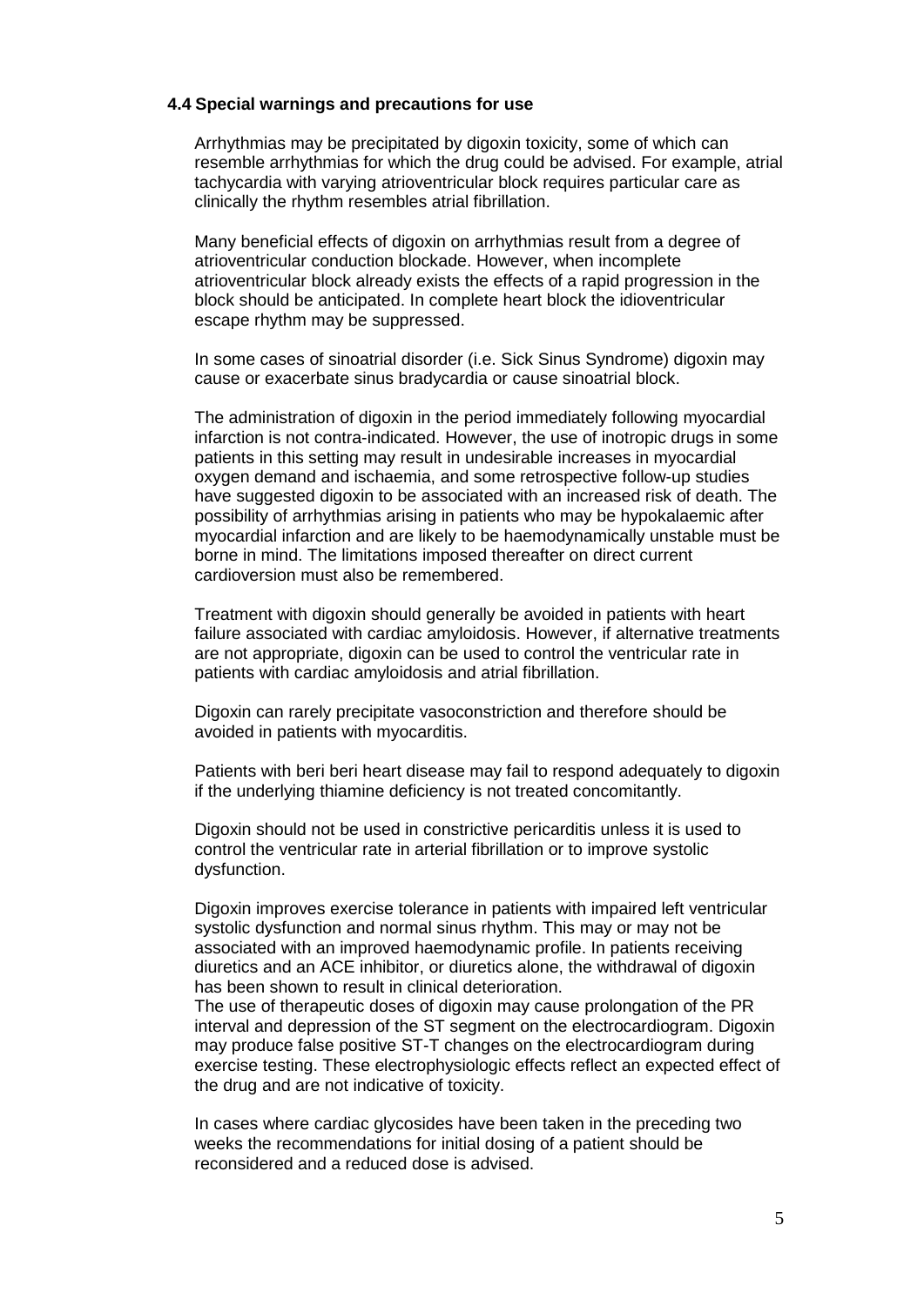### 4.4 Special warnings and precautions for use

Arrhythmias may be precipitated by digoxin toxicity, some of which can resemble arrhythmias for which the drug could be advised. For example, atrial tachycardia with varying atrioventricular block requires particular care as clinically the rhythm resembles atrial fibrillation.

Many beneficial effects of digoxin on arrhythmias result from a degree of atrioventricular conduction blockade. However, when incomplete atrioventricular block already exists the effects of a rapid progression in the block should be anticipated. In complete heart block the idioventricular escape rhythm may be suppressed.

In some cases of sinoatrial disorder (i.e. Sick Sinus Syndrome) digoxin may cause or exacerbate sinus bradycardia or cause sinoatrial block.

The administration of digoxin in the period immediately following myocardial infarction is not contra-indicated. However, the use of inotropic drugs in some patients in this setting may result in undesirable increases in myocardial oxygen demand and ischaemia, and some retrospective follow-up studies have suggested digoxin to be associated with an increased risk of death. The possibility of arrhythmias arising in patients who may be hypokalaemic after myocardial infarction and are likely to be haemodynamically unstable must be borne in mind. The limitations imposed thereafter on direct current cardioversion must also be remembered.

Treatment with digoxin should generally be avoided in patients with heart failure associated with cardiac amyloidosis. However, if alternative treatments are not appropriate, digoxin can be used to control the ventricular rate in patients with cardiac amyloidosis and atrial fibrillation.

Digoxin can rarely precipitate vasoconstriction and therefore should be avoided in patients with myocarditis.

Patients with beri beri heart disease may fail to respond adequately to digoxin if the underlying thiamine deficiency is not treated concomitantly.

Digoxin should not be used in constrictive pericarditis unless it is used to control the ventricular rate in arterial fibrillation or to improve systolic dysfunction.

Digoxin improves exercise tolerance in patients with impaired left ventricular systolic dysfunction and normal sinus rhythm. This may or may not be associated with an improved haemodynamic profile. In patients receiving diuretics and an ACE inhibitor, or diuretics alone, the withdrawal of digoxin has been shown to result in clinical deterioration.
The use of therapeutic doses of digoxin may cause prolongation of the PR interval and depression of the ST segment on the electrocardiogram. Digoxin may produce false positive ST-T changes on the electrocardiogram during exercise testing. These electrophysiologic effects reflect an expected effect of the drug and are not indicative of toxicity.

In cases where cardiac glycosides have been taken in the preceding two weeks the recommendations for initial dosing of a patient should be reconsidered and a reduced dose is advised.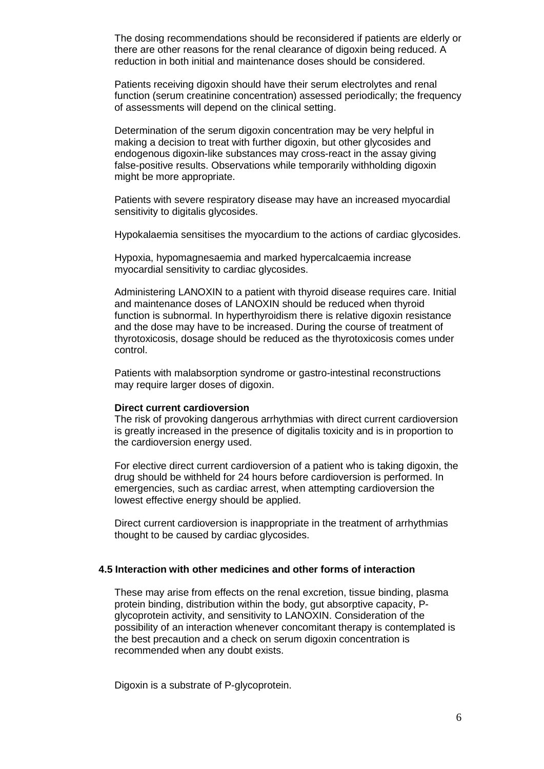The dosing recommendations should be reconsidered if patients are elderly or there are other reasons for the renal clearance of digoxin being reduced. A reduction in both initial and maintenance doses should be considered.

Patients receiving digoxin should have their serum electrolytes and renal function (serum creatinine concentration) assessed periodically; the frequency of assessments will depend on the clinical setting.

Determination of the serum digoxin concentration may be very helpful in making a decision to treat with further digoxin, but other glycosides and endogenous digoxin-like substances may cross-react in the assay giving false-positive results. Observations while temporarily withholding digoxin might be more appropriate.

Patients with severe respiratory disease may have an increased myocardial sensitivity to digitalis glycosides.

Hypokalaemia sensitises the myocardium to the actions of cardiac glycosides.

Hypoxia, hypomagnesaemia and marked hypercalcaemia increase myocardial sensitivity to cardiac glycosides.

Administering LANOXIN to a patient with thyroid disease requires care. Initial and maintenance doses of LANOXIN should be reduced when thyroid function is subnormal. In hyperthyroidism there is relative digoxin resistance and the dose may have to be increased. During the course of treatment of thyrotoxicosis, dosage should be reduced as the thyrotoxicosis comes under control.

Patients with malabsorption syndrome or gastro-intestinal reconstructions may require larger doses of digoxin.

**Direct current cardioversion**

The risk of provoking dangerous arrhythmias with direct current cardioversion is greatly increased in the presence of digitalis toxicity and is in proportion to the cardioversion energy used.

For elective direct current cardioversion of a patient who is taking digoxin, the drug should be withheld for 24 hours before cardioversion is performed. In emergencies, such as cardiac arrest, when attempting cardioversion the lowest effective energy should be applied.

Direct current cardioversion is inappropriate in the treatment of arrhythmias thought to be caused by cardiac glycosides.

## 4.5 Interaction with other medicines and other forms of interaction

These may arise from effects on the renal excretion, tissue binding, plasma protein binding, distribution within the body, gut absorptive capacity, P-glycoprotein activity, and sensitivity to LANOXIN. Consideration of the possibility of an interaction whenever concomitant therapy is contemplated is the best precaution and a check on serum digoxin concentration is recommended when any doubt exists.

Digoxin is a substrate of P-glycoprotein.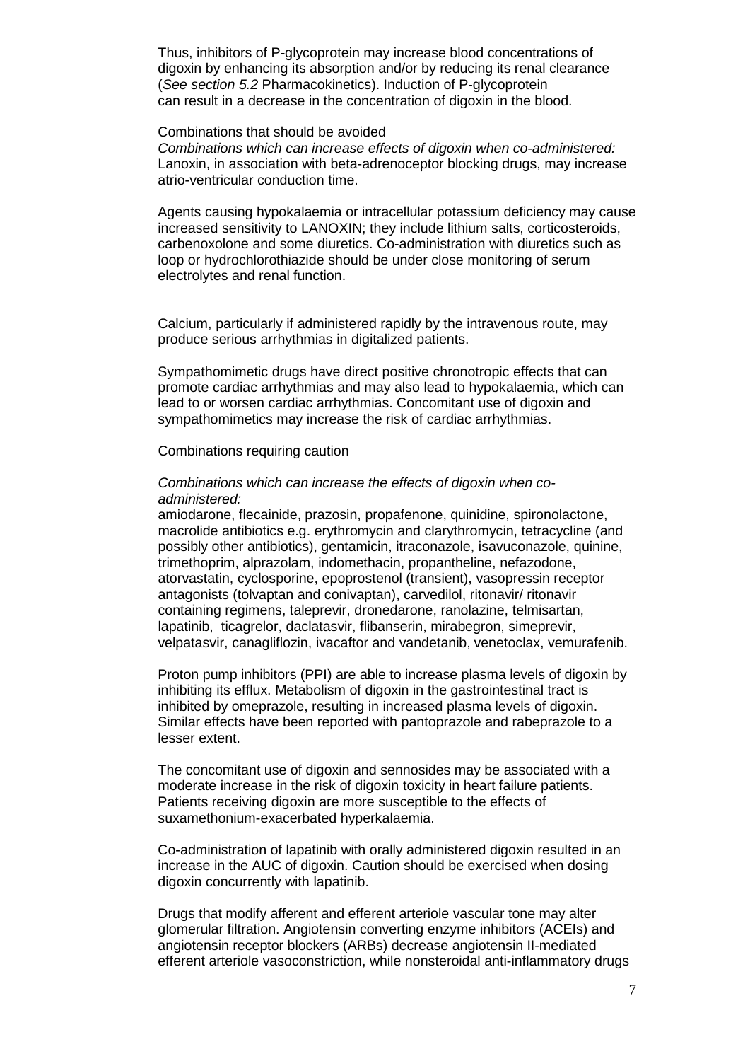Thus, inhibitors of P-glycoprotein may increase blood concentrations of digoxin by enhancing its absorption and/or by reducing its renal clearance (*See section 5.2* Pharmacokinetics). Induction of P-glycoprotein can result in a decrease in the concentration of digoxin in the blood.

Combinations that should be avoided

*Combinations which can increase effects of digoxin when co-administered:*
Lanoxin, in association with beta-adrenoceptor blocking drugs, may increase atrio-ventricular conduction time.

Agents causing hypokalaemia or intracellular potassium deficiency may cause increased sensitivity to LANOXIN; they include lithium salts, corticosteroids, carbenoxolone and some diuretics. Co-administration with diuretics such as loop or hydrochlorothiazide should be under close monitoring of serum electrolytes and renal function.

Calcium, particularly if administered rapidly by the intravenous route, may produce serious arrhythmias in digitalized patients.

Sympathomimetic drugs have direct positive chronotropic effects that can promote cardiac arrhythmias and may also lead to hypokalaemia, which can lead to or worsen cardiac arrhythmias. Concomitant use of digoxin and sympathomimetics may increase the risk of cardiac arrhythmias.

Combinations requiring caution

*Combinations which can increase the effects of digoxin when co-administered:*
amiodarone, flecainide, prazosin, propafenone, quinidine, spironolactone, macrolide antibiotics e.g. erythromycin and clarythromycin, tetracycline (and possibly other antibiotics), gentamicin, itraconazole, isavuconazole, quinine, trimethoprim, alprazolam, indomethacin, propantheline, nefazodone, atorvastatin, cyclosporine, epoprostenol (transient), vasopressin receptor antagonists (tolvaptan and conivaptan), carvedilol, ritonavir/ ritonavir containing regimens, taleprevir, dronedarone, ranolazine, telmisartan, lapatinib, ticagrelor, daclatasvir, flibanserin, mirabegron, simeprevir, velpatasvir, canagliflozin, ivacaftor and vandetanib, venetoclax, vemurafenib.

Proton pump inhibitors (PPI) are able to increase plasma levels of digoxin by inhibiting its efflux. Metabolism of digoxin in the gastrointestinal tract is inhibited by omeprazole, resulting in increased plasma levels of digoxin. Similar effects have been reported with pantoprazole and rabeprazole to a lesser extent.

The concomitant use of digoxin and sennosides may be associated with a moderate increase in the risk of digoxin toxicity in heart failure patients. Patients receiving digoxin are more susceptible to the effects of suxamethonium-exacerbated hyperkalaemia.

Co-administration of lapatinib with orally administered digoxin resulted in an increase in the AUC of digoxin. Caution should be exercised when dosing digoxin concurrently with lapatinib.

Drugs that modify afferent and efferent arteriole vascular tone may alter glomerular filtration. Angiotensin converting enzyme inhibitors (ACEIs) and angiotensin receptor blockers (ARBs) decrease angiotensin II-mediated efferent arteriole vasoconstriction, while nonsteroidal anti-inflammatory drugs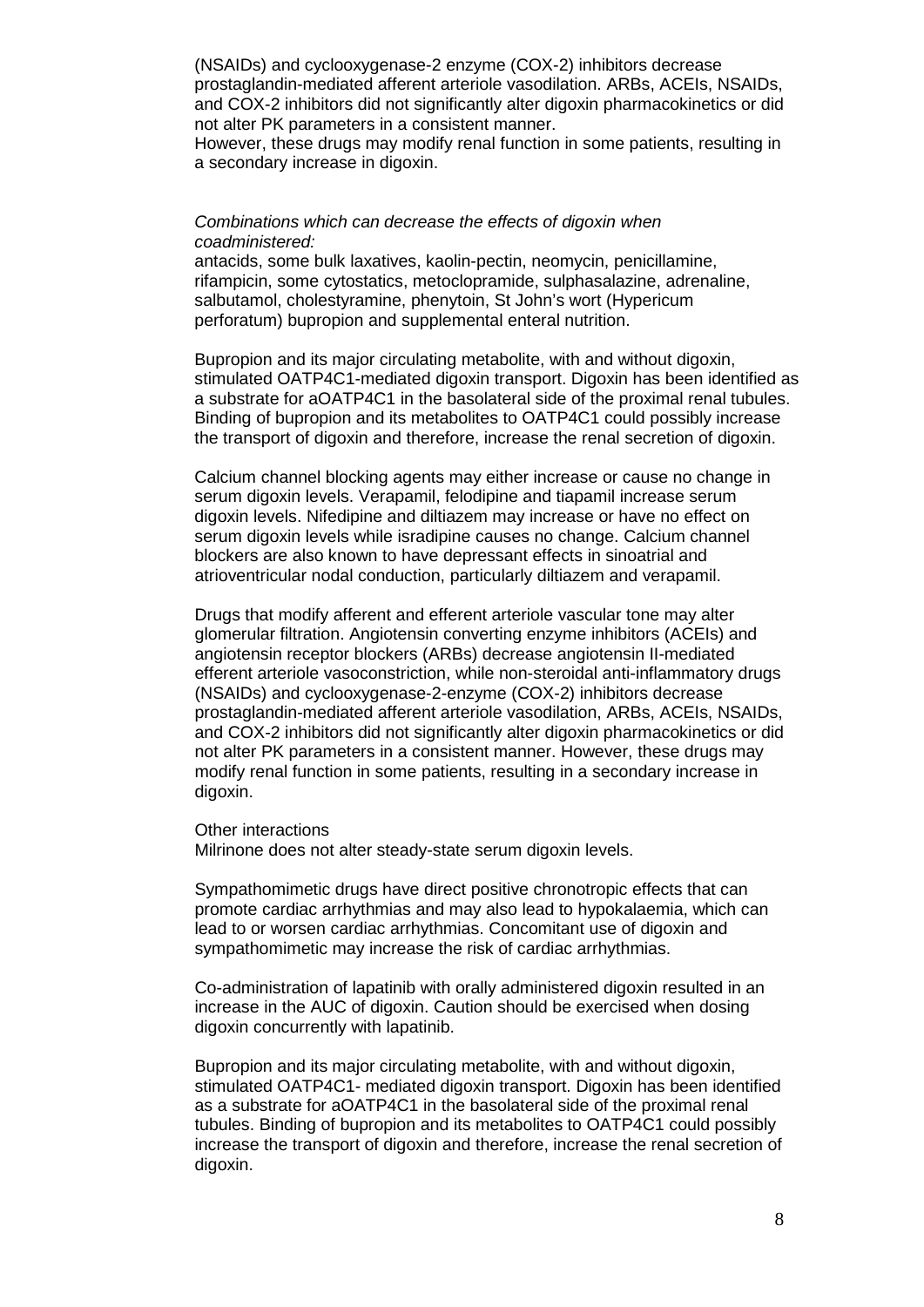(NSAIDs) and cyclooxygenase-2 enzyme (COX-2) inhibitors decrease prostaglandin-mediated afferent arteriole vasodilation. ARBs, ACEIs, NSAIDs, and COX-2 inhibitors did not significantly alter digoxin pharmacokinetics or did not alter PK parameters in a consistent manner.
However, these drugs may modify renal function in some patients, resulting in a secondary increase in digoxin.

*Combinations which can decrease the effects of digoxin when coadministered:*
antacids, some bulk laxatives, kaolin-pectin, neomycin, penicillamine, rifampicin, some cytostatics, metoclopramide, sulphasalazine, adrenaline, salbutamol, cholestyramine, phenytoin, St John's wort (Hypericum perforatum) bupropion and supplemental enteral nutrition.

Bupropion and its major circulating metabolite, with and without digoxin, stimulated OATP4C1-mediated digoxin transport. Digoxin has been identified as a substrate for aOATP4C1 in the basolateral side of the proximal renal tubules. Binding of bupropion and its metabolites to OATP4C1 could possibly increase the transport of digoxin and therefore, increase the renal secretion of digoxin.

Calcium channel blocking agents may either increase or cause no change in serum digoxin levels. Verapamil, felodipine and tiapamil increase serum digoxin levels. Nifedipine and diltiazem may increase or have no effect on serum digoxin levels while isradipine causes no change. Calcium channel blockers are also known to have depressant effects in sinoatrial and atrioventricular nodal conduction, particularly diltiazem and verapamil.

Drugs that modify afferent and efferent arteriole vascular tone may alter glomerular filtration. Angiotensin converting enzyme inhibitors (ACEIs) and angiotensin receptor blockers (ARBs) decrease angiotensin II-mediated efferent arteriole vasoconstriction, while non-steroidal anti-inflammatory drugs (NSAIDs) and cyclooxygenase-2-enzyme (COX-2) inhibitors decrease prostaglandin-mediated afferent arteriole vasodilation, ARBs, ACEIs, NSAIDs, and COX-2 inhibitors did not significantly alter digoxin pharmacokinetics or did not alter PK parameters in a consistent manner. However, these drugs may modify renal function in some patients, resulting in a secondary increase in digoxin.

Other interactions
Milrinone does not alter steady-state serum digoxin levels.

Sympathomimetic drugs have direct positive chronotropic effects that can promote cardiac arrhythmias and may also lead to hypokalaemia, which can lead to or worsen cardiac arrhythmias. Concomitant use of digoxin and sympathomimetic may increase the risk of cardiac arrhythmias.

Co-administration of lapatinib with orally administered digoxin resulted in an increase in the AUC of digoxin. Caution should be exercised when dosing digoxin concurrently with lapatinib.

Bupropion and its major circulating metabolite, with and without digoxin, stimulated OATP4C1- mediated digoxin transport. Digoxin has been identified as a substrate for aOATP4C1 in the basolateral side of the proximal renal tubules. Binding of bupropion and its metabolites to OATP4C1 could possibly increase the transport of digoxin and therefore, increase the renal secretion of digoxin.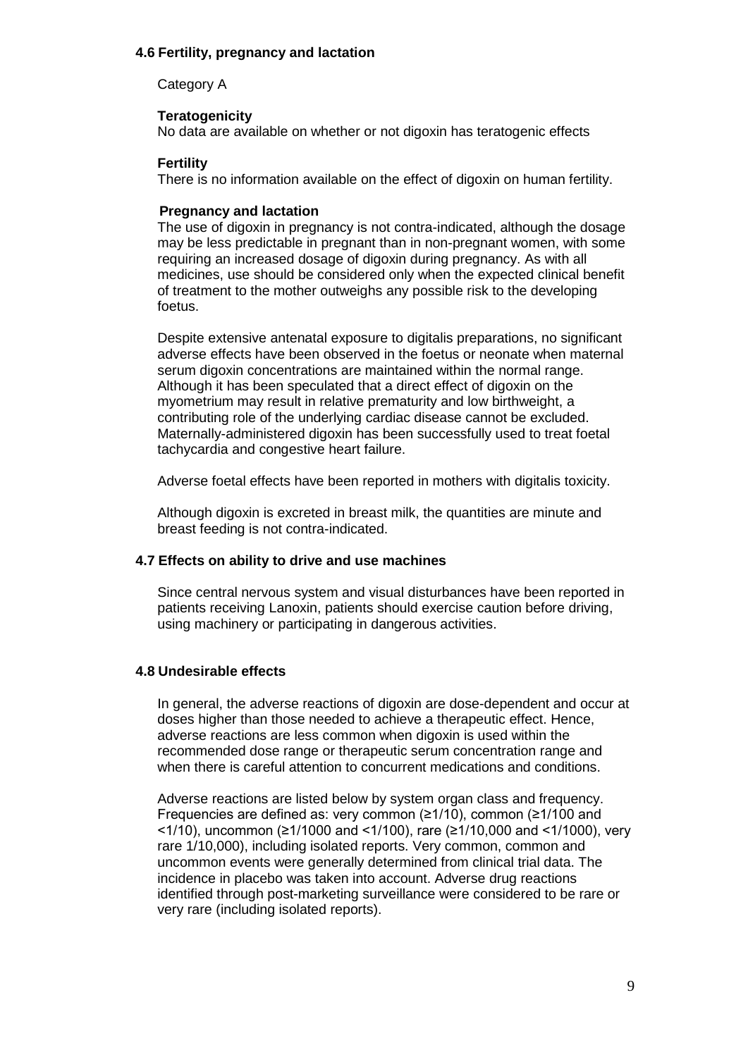### 4.6 Fertility, pregnancy and lactation

Category A

**Teratogenicity**

No data are available on whether or not digoxin has teratogenic effects

**Fertility**

There is no information available on the effect of digoxin on human fertility.

**Pregnancy and lactation**

The use of digoxin in pregnancy is not contra-indicated, although the dosage may be less predictable in pregnant than in non-pregnant women, with some requiring an increased dosage of digoxin during pregnancy. As with all medicines, use should be considered only when the expected clinical benefit of treatment to the mother outweighs any possible risk to the developing foetus.

Despite extensive antenatal exposure to digitalis preparations, no significant adverse effects have been observed in the foetus or neonate when maternal serum digoxin concentrations are maintained within the normal range. Although it has been speculated that a direct effect of digoxin on the myometrium may result in relative prematurity and low birthweight, a contributing role of the underlying cardiac disease cannot be excluded. Maternally-administered digoxin has been successfully used to treat foetal tachycardia and congestive heart failure.

Adverse foetal effects have been reported in mothers with digitalis toxicity.

Although digoxin is excreted in breast milk, the quantities are minute and breast feeding is not contra-indicated.

### 4.7 Effects on ability to drive and use machines

Since central nervous system and visual disturbances have been reported in patients receiving Lanoxin, patients should exercise caution before driving, using machinery or participating in dangerous activities.

### 4.8 Undesirable effects

In general, the adverse reactions of digoxin are dose-dependent and occur at doses higher than those needed to achieve a therapeutic effect. Hence, adverse reactions are less common when digoxin is used within the recommended dose range or therapeutic serum concentration range and when there is careful attention to concurrent medications and conditions.

Adverse reactions are listed below by system organ class and frequency. Frequencies are defined as: very common (≥1/10), common (≥1/100 and <1/10), uncommon (≥1/1000 and <1/100), rare (≥1/10,000 and <1/1000), very rare 1/10,000), including isolated reports. Very common, common and uncommon events were generally determined from clinical trial data. The incidence in placebo was taken into account. Adverse drug reactions identified through post-marketing surveillance were considered to be rare or very rare (including isolated reports).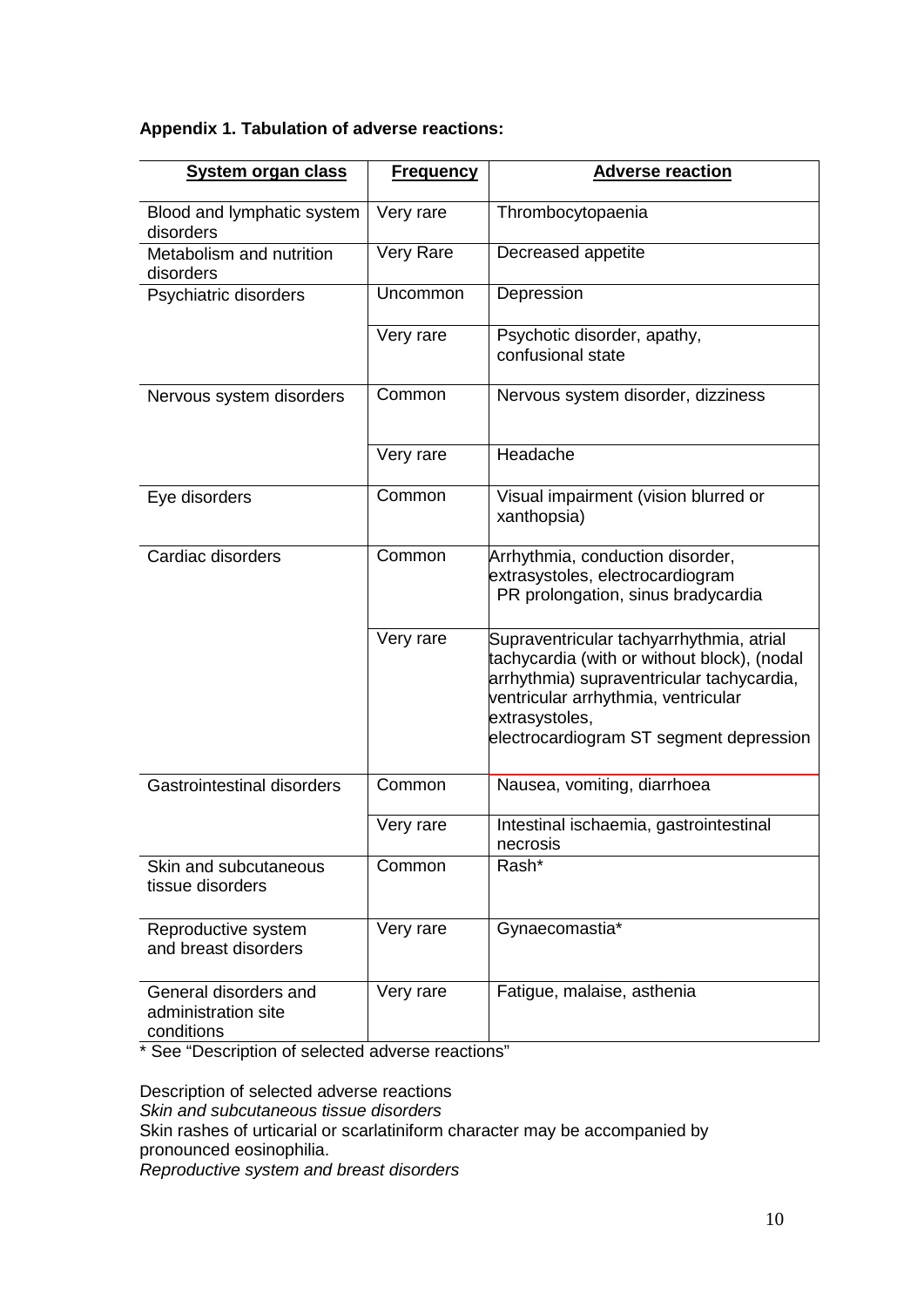**Appendix 1. Tabulation of adverse reactions:**

| System organ class | Frequency | Adverse reaction |
|---|---|---|
| Blood and lymphatic system disorders | Very rare | Thrombocytopaenia |
| Metabolism and nutrition disorders | Very Rare | Decreased appetite |
| Psychiatric disorders | Uncommon | Depression |
| | Very rare | Psychotic disorder, apathy, confusional state |
| Nervous system disorders | Common | Nervous system disorder, dizziness |
| | Very rare | Headache |
| Eye disorders | Common | Visual impairment (vision blurred or xanthopsia) |
| Cardiac disorders | Common | Arrhythmia, conduction disorder, extrasystoles, electrocardiogram PR prolongation, sinus bradycardia |
| | Very rare | Supraventricular tachyarrhythmia, atrial tachycardia (with or without block), (nodal arrhythmia) supraventricular tachycardia, ventricular arrhythmia, ventricular extrasystoles, electrocardiogram ST segment depression |
| Gastrointestinal disorders | Common | Nausea, vomiting, diarrhoea |
| | Very rare | Intestinal ischaemia, gastrointestinal necrosis |
| Skin and subcutaneous tissue disorders | Common | Rash* |
| Reproductive system and breast disorders | Very rare | Gynaecomastia* |
| General disorders and administration site conditions | Very rare | Fatigue, malaise, asthenia |

* See "Description of selected adverse reactions"

Description of selected adverse reactions

*Skin and subcutaneous tissue disorders*

Skin rashes of urticarial or scarlatiniform character may be accompanied by pronounced eosinophilia.

*Reproductive system and breast disorders*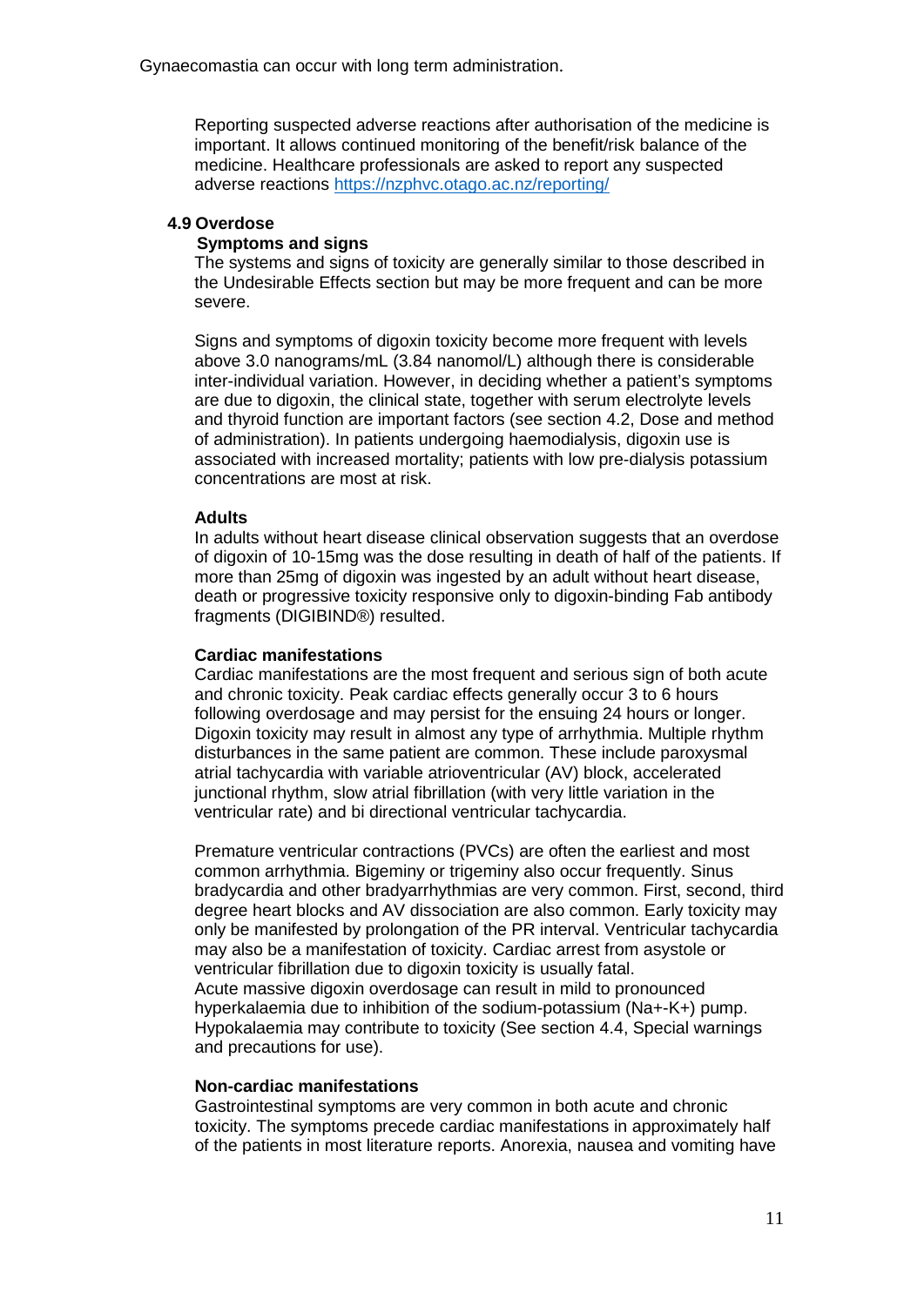Gynaecomastia can occur with long term administration.

Reporting suspected adverse reactions after authorisation of the medicine is important. It allows continued monitoring of the benefit/risk balance of the medicine. Healthcare professionals are asked to report any suspected adverse reactions https://nzphvc.otago.ac.nz/reporting/

## 4.9 Overdose

### Symptoms and signs

The systems and signs of toxicity are generally similar to those described in the Undesirable Effects section but may be more frequent and can be more severe.

Signs and symptoms of digoxin toxicity become more frequent with levels above 3.0 nanograms/mL (3.84 nanomol/L) although there is considerable inter-individual variation. However, in deciding whether a patient's symptoms are due to digoxin, the clinical state, together with serum electrolyte levels and thyroid function are important factors (see section 4.2, Dose and method of administration). In patients undergoing haemodialysis, digoxin use is associated with increased mortality; patients with low pre-dialysis potassium concentrations are most at risk.

**Adults**

In adults without heart disease clinical observation suggests that an overdose of digoxin of 10-15mg was the dose resulting in death of half of the patients. If more than 25mg of digoxin was ingested by an adult without heart disease, death or progressive toxicity responsive only to digoxin-binding Fab antibody fragments (DIGIBIND®) resulted.

**Cardiac manifestations**

Cardiac manifestations are the most frequent and serious sign of both acute and chronic toxicity. Peak cardiac effects generally occur 3 to 6 hours following overdosage and may persist for the ensuing 24 hours or longer. Digoxin toxicity may result in almost any type of arrhythmia. Multiple rhythm disturbances in the same patient are common. These include paroxysmal atrial tachycardia with variable atrioventricular (AV) block, accelerated junctional rhythm, slow atrial fibrillation (with very little variation in the ventricular rate) and bi directional ventricular tachycardia.

Premature ventricular contractions (PVCs) are often the earliest and most common arrhythmia. Bigeminy or trigeminy also occur frequently. Sinus bradycardia and other bradyarrhythmias are very common. First, second, third degree heart blocks and AV dissociation are also common. Early toxicity may only be manifested by prolongation of the PR interval. Ventricular tachycardia may also be a manifestation of toxicity. Cardiac arrest from asystole or ventricular fibrillation due to digoxin toxicity is usually fatal.
Acute massive digoxin overdosage can result in mild to pronounced hyperkalaemia due to inhibition of the sodium-potassium ($Na^+$-$K^+$) pump. Hypokalaemia may contribute to toxicity (See section 4.4, Special warnings and precautions for use).

**Non-cardiac manifestations**

Gastrointestinal symptoms are very common in both acute and chronic toxicity. The symptoms precede cardiac manifestations in approximately half of the patients in most literature reports. Anorexia, nausea and vomiting have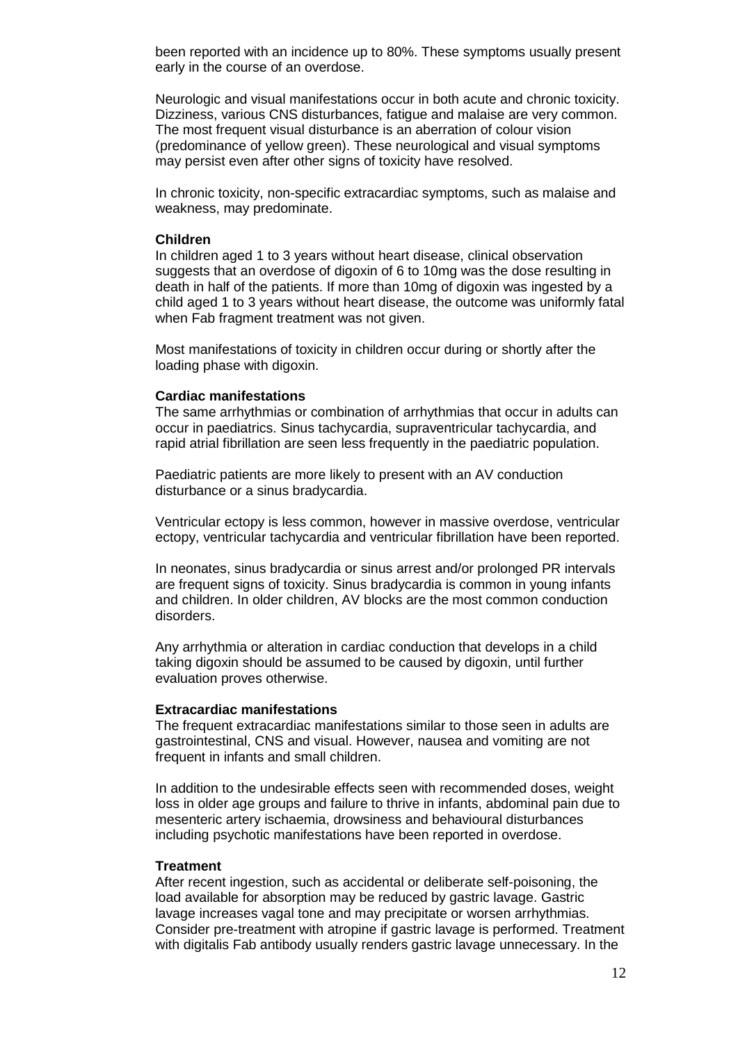been reported with an incidence up to 80%. These symptoms usually present early in the course of an overdose.

Neurologic and visual manifestations occur in both acute and chronic toxicity. Dizziness, various CNS disturbances, fatigue and malaise are very common. The most frequent visual disturbance is an aberration of colour vision (predominance of yellow green). These neurological and visual symptoms may persist even after other signs of toxicity have resolved.

In chronic toxicity, non-specific extracardiac symptoms, such as malaise and weakness, may predominate.

**Children**

In children aged 1 to 3 years without heart disease, clinical observation suggests that an overdose of digoxin of 6 to 10mg was the dose resulting in death in half of the patients. If more than 10mg of digoxin was ingested by a child aged 1 to 3 years without heart disease, the outcome was uniformly fatal when Fab fragment treatment was not given.

Most manifestations of toxicity in children occur during or shortly after the loading phase with digoxin.

**Cardiac manifestations**

The same arrhythmias or combination of arrhythmias that occur in adults can occur in paediatrics. Sinus tachycardia, supraventricular tachycardia, and rapid atrial fibrillation are seen less frequently in the paediatric population.

Paediatric patients are more likely to present with an AV conduction disturbance or a sinus bradycardia.

Ventricular ectopy is less common, however in massive overdose, ventricular ectopy, ventricular tachycardia and ventricular fibrillation have been reported.

In neonates, sinus bradycardia or sinus arrest and/or prolonged PR intervals are frequent signs of toxicity. Sinus bradycardia is common in young infants and children. In older children, AV blocks are the most common conduction disorders.

Any arrhythmia or alteration in cardiac conduction that develops in a child taking digoxin should be assumed to be caused by digoxin, until further evaluation proves otherwise.

**Extracardiac manifestations**

The frequent extracardiac manifestations similar to those seen in adults are gastrointestinal, CNS and visual. However, nausea and vomiting are not frequent in infants and small children.

In addition to the undesirable effects seen with recommended doses, weight loss in older age groups and failure to thrive in infants, abdominal pain due to mesenteric artery ischaemia, drowsiness and behavioural disturbances including psychotic manifestations have been reported in overdose.

**Treatment**

After recent ingestion, such as accidental or deliberate self-poisoning, the load available for absorption may be reduced by gastric lavage. Gastric lavage increases vagal tone and may precipitate or worsen arrhythmias. Consider pre-treatment with atropine if gastric lavage is performed. Treatment with digitalis Fab antibody usually renders gastric lavage unnecessary. In the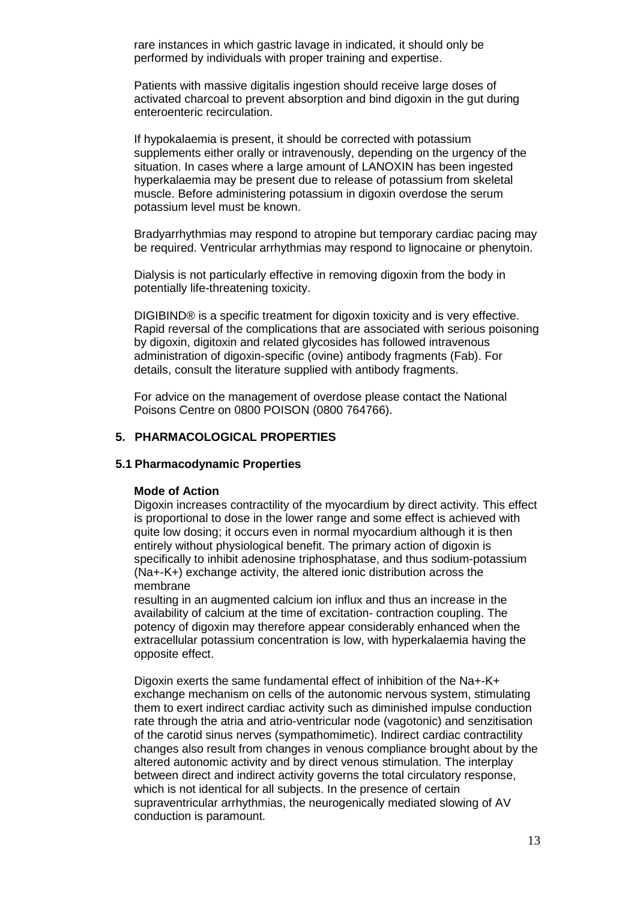rare instances in which gastric lavage in indicated, it should only be performed by individuals with proper training and expertise.

Patients with massive digitalis ingestion should receive large doses of activated charcoal to prevent absorption and bind digoxin in the gut during enteroenteric recirculation.

If hypokalaemia is present, it should be corrected with potassium supplements either orally or intravenously, depending on the urgency of the situation. In cases where a large amount of LANOXIN has been ingested hyperkalaemia may be present due to release of potassium from skeletal muscle. Before administering potassium in digoxin overdose the serum potassium level must be known.

Bradyarrhythmias may respond to atropine but temporary cardiac pacing may be required. Ventricular arrhythmias may respond to lignocaine or phenytoin.

Dialysis is not particularly effective in removing digoxin from the body in potentially life-threatening toxicity.

DIGIBIND® is a specific treatment for digoxin toxicity and is very effective. Rapid reversal of the complications that are associated with serious poisoning by digoxin, digitoxin and related glycosides has followed intravenous administration of digoxin-specific (ovine) antibody fragments (Fab). For details, consult the literature supplied with antibody fragments.

For advice on the management of overdose please contact the National Poisons Centre on 0800 POISON (0800 764766).

## 5. PHARMACOLOGICAL PROPERTIES

### 5.1 Pharmacodynamic Properties

**Mode of Action**

Digoxin increases contractility of the myocardium by direct activity. This effect is proportional to dose in the lower range and some effect is achieved with quite low dosing; it occurs even in normal myocardium although it is then entirely without physiological benefit. The primary action of digoxin is specifically to inhibit adenosine triphosphatase, and thus sodium-potassium ($Na^+$-$K^+$) exchange activity, the altered ionic distribution across the membrane resulting in an augmented calcium ion influx and thus an increase in the availability of calcium at the time of excitation- contraction coupling. The potency of digoxin may therefore appear considerably enhanced when the extracellular potassium concentration is low, with hyperkalaemia having the opposite effect.

Digoxin exerts the same fundamental effect of inhibition of the $Na^+$-$K^+$ exchange mechanism on cells of the autonomic nervous system, stimulating them to exert indirect cardiac activity such as diminished impulse conduction rate through the atria and atrio-ventricular node (vagotonic) and senzitisation of the carotid sinus nerves (sympathomimetic). Indirect cardiac contractility changes also result from changes in venous compliance brought about by the altered autonomic activity and by direct venous stimulation. The interplay between direct and indirect activity governs the total circulatory response, which is not identical for all subjects. In the presence of certain supraventricular arrhythmias, the neurogenically mediated slowing of AV conduction is paramount.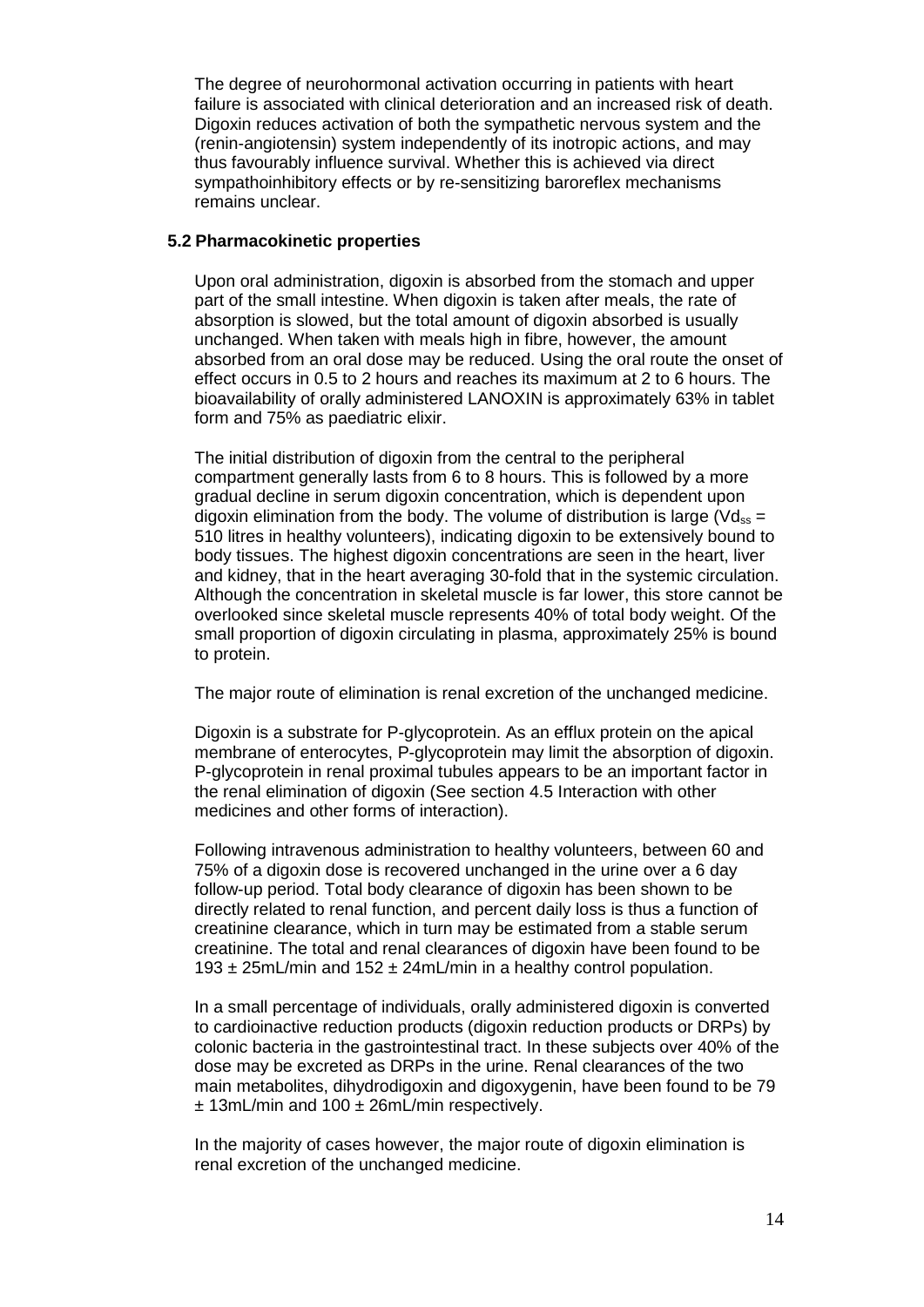The degree of neurohormonal activation occurring in patients with heart failure is associated with clinical deterioration and an increased risk of death. Digoxin reduces activation of both the sympathetic nervous system and the (renin-angiotensin) system independently of its inotropic actions, and may thus favourably influence survival. Whether this is achieved via direct sympathoinhibitory effects or by re-sensitizing baroreflex mechanisms remains unclear.

### 5.2 Pharmacokinetic properties

Upon oral administration, digoxin is absorbed from the stomach and upper part of the small intestine. When digoxin is taken after meals, the rate of absorption is slowed, but the total amount of digoxin absorbed is usually unchanged. When taken with meals high in fibre, however, the amount absorbed from an oral dose may be reduced. Using the oral route the onset of effect occurs in 0.5 to 2 hours and reaches its maximum at 2 to 6 hours. The bioavailability of orally administered LANOXIN is approximately 63% in tablet form and 75% as paediatric elixir.

The initial distribution of digoxin from the central to the peripheral compartment generally lasts from 6 to 8 hours. This is followed by a more gradual decline in serum digoxin concentration, which is dependent upon digoxin elimination from the body. The volume of distribution is large ($Vd_{ss}$ = 510 litres in healthy volunteers), indicating digoxin to be extensively bound to body tissues. The highest digoxin concentrations are seen in the heart, liver and kidney, that in the heart averaging 30-fold that in the systemic circulation. Although the concentration in skeletal muscle is far lower, this store cannot be overlooked since skeletal muscle represents 40% of total body weight. Of the small proportion of digoxin circulating in plasma, approximately 25% is bound to protein.

The major route of elimination is renal excretion of the unchanged medicine.

Digoxin is a substrate for P-glycoprotein. As an efflux protein on the apical membrane of enterocytes, P-glycoprotein may limit the absorption of digoxin. P-glycoprotein in renal proximal tubules appears to be an important factor in the renal elimination of digoxin (See section 4.5 Interaction with other medicines and other forms of interaction).

Following intravenous administration to healthy volunteers, between 60 and 75% of a digoxin dose is recovered unchanged in the urine over a 6 day follow-up period. Total body clearance of digoxin has been shown to be directly related to renal function, and percent daily loss is thus a function of creatinine clearance, which in turn may be estimated from a stable serum creatinine. The total and renal clearances of digoxin have been found to be $193 \pm 25$mL/min and $152 \pm 24$mL/min in a healthy control population.

In a small percentage of individuals, orally administered digoxin is converted to cardioinactive reduction products (digoxin reduction products or DRPs) by colonic bacteria in the gastrointestinal tract. In these subjects over 40% of the dose may be excreted as DRPs in the urine. Renal clearances of the two main metabolites, dihydrodigoxin and digoxygenin, have been found to be 79 $\pm$ 13mL/min and $100 \pm 26$mL/min respectively.

In the majority of cases however, the major route of digoxin elimination is renal excretion of the unchanged medicine.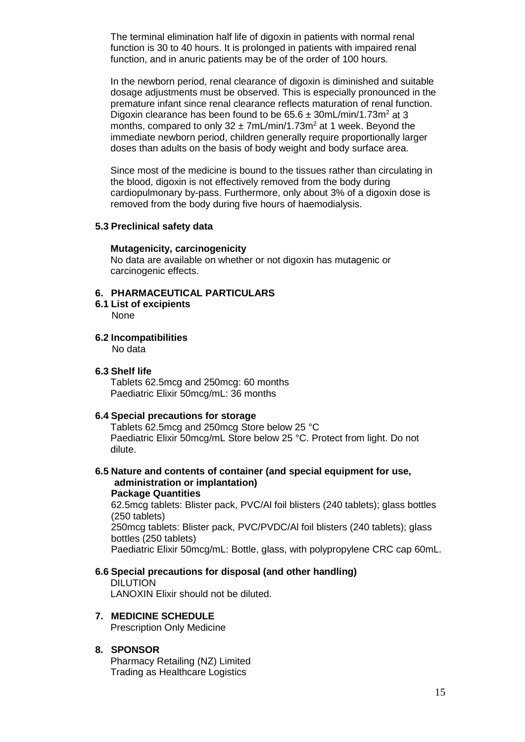The terminal elimination half life of digoxin in patients with normal renal function is 30 to 40 hours. It is prolonged in patients with impaired renal function, and in anuric patients may be of the order of 100 hours.

In the newborn period, renal clearance of digoxin is diminished and suitable dosage adjustments must be observed. This is especially pronounced in the premature infant since renal clearance reflects maturation of renal function. Digoxin clearance has been found to be $65.6 \pm 30$mL/min/1.73m$^2$ at 3 months, compared to only $32 \pm 7$mL/min/1.73m$^2$ at 1 week. Beyond the immediate newborn period, children generally require proportionally larger doses than adults on the basis of body weight and body surface area.

Since most of the medicine is bound to the tissues rather than circulating in the blood, digoxin is not effectively removed from the body during cardiopulmonary by-pass. Furthermore, only about 3% of a digoxin dose is removed from the body during five hours of haemodialysis.

### 5.3 Preclinical safety data

**Mutagenicity, carcinogenicity**

No data are available on whether or not digoxin has mutagenic or carcinogenic effects.

## 6. PHARMACEUTICAL PARTICULARS

### 6.1 List of excipients

None

### 6.2 Incompatibilities

No data

### 6.3 Shelf life

Tablets 62.5mcg and 250mcg: 60 months
Paediatric Elixir 50mcg/mL: 36 months

### 6.4 Special precautions for storage

Tablets 62.5mcg and 250mcg Store below 25 °C
Paediatric Elixir 50mcg/mL Store below 25 °C. Protect from light. Do not dilute.

### 6.5 Nature and contents of container (and special equipment for use, administration or implantation)

**Package Quantities**

62.5mcg tablets: Blister pack, PVC/Al foil blisters (240 tablets); glass bottles (250 tablets)
250mcg tablets: Blister pack, PVC/PVDC/Al foil blisters (240 tablets); glass bottles (250 tablets)
Paediatric Elixir 50mcg/mL: Bottle, glass, with polypropylene CRC cap 60mL.

### 6.6 Special precautions for disposal (and other handling)

DILUTION
LANOXIN Elixir should not be diluted.

## 7. MEDICINE SCHEDULE

Prescription Only Medicine

## 8. SPONSOR

Pharmacy Retailing (NZ) Limited
Trading as Healthcare Logistics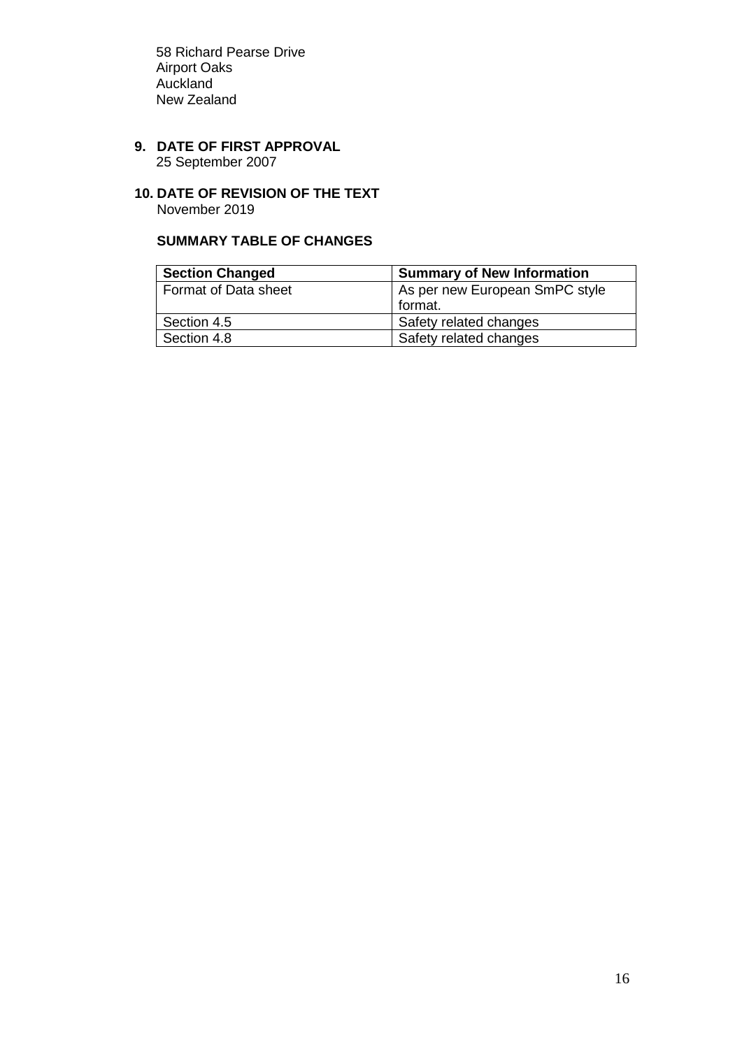58 Richard Pearse Drive
Airport Oaks
Auckland
New Zealand

## 9. DATE OF FIRST APPROVAL

25 September 2007

## 10. DATE OF REVISION OF THE TEXT

November 2019

### SUMMARY TABLE OF CHANGES

| Section Changed | Summary of New Information |
|---|---|
| Format of Data sheet | As per new European SmPC style format. |
| Section 4.5 | Safety related changes |
| Section 4.8 | Safety related changes |